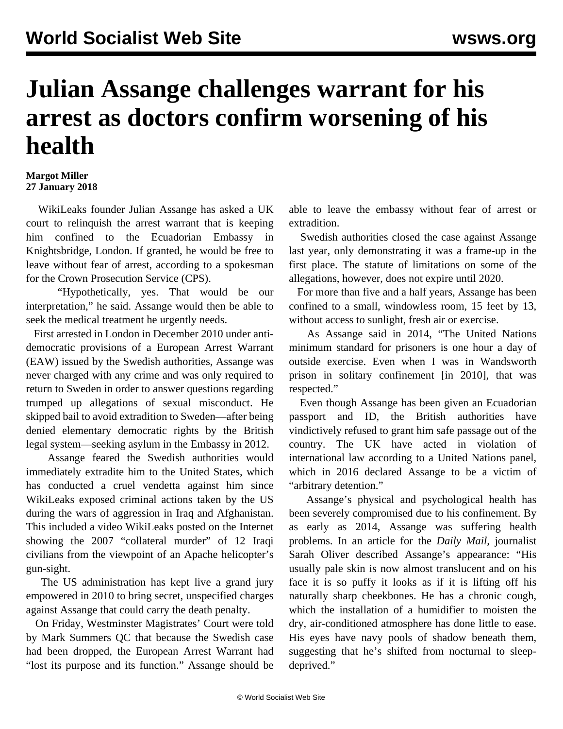# Julian Assange challenges warrant for his arrest as doctors confirm worsening of his health

**Margot Miller**
**27 January 2018**

WikiLeaks founder Julian Assange has asked a UK court to relinquish the arrest warrant that is keeping him confined to the Ecuadorian Embassy in Knightsbridge, London. If granted, he would be free to leave without fear of arrest, according to a spokesman for the Crown Prosecution Service (CPS).

"Hypothetically, yes. That would be our interpretation," he said. Assange would then be able to seek the medical treatment he urgently needs.

First arrested in London in December 2010 under anti-democratic provisions of a European Arrest Warrant (EAW) issued by the Swedish authorities, Assange was never charged with any crime and was only required to return to Sweden in order to answer questions regarding trumped up allegations of sexual misconduct. He skipped bail to avoid extradition to Sweden—after being denied elementary democratic rights by the British legal system—seeking asylum in the Embassy in 2012.

Assange feared the Swedish authorities would immediately extradite him to the United States, which has conducted a cruel vendetta against him since WikiLeaks exposed criminal actions taken by the US during the wars of aggression in Iraq and Afghanistan. This included a video WikiLeaks posted on the Internet showing the 2007 "collateral murder" of 12 Iraqi civilians from the viewpoint of an Apache helicopter's gun-sight.

The US administration has kept live a grand jury empowered in 2010 to bring secret, unspecified charges against Assange that could carry the death penalty.

On Friday, Westminster Magistrates' Court were told by Mark Summers QC that because the Swedish case had been dropped, the European Arrest Warrant had "lost its purpose and its function." Assange should be able to leave the embassy without fear of arrest or extradition.

Swedish authorities closed the case against Assange last year, only demonstrating it was a frame-up in the first place. The statute of limitations on some of the allegations, however, does not expire until 2020.

For more than five and a half years, Assange has been confined to a small, windowless room, 15 feet by 13, without access to sunlight, fresh air or exercise.

As Assange said in 2014, "The United Nations minimum standard for prisoners is one hour a day of outside exercise. Even when I was in Wandsworth prison in solitary confinement [in 2010], that was respected."

Even though Assange has been given an Ecuadorian passport and ID, the British authorities have vindictively refused to grant him safe passage out of the country. The UK have acted in violation of international law according to a United Nations panel, which in 2016 declared Assange to be a victim of "arbitrary detention."

Assange's physical and psychological health has been severely compromised due to his confinement. By as early as 2014, Assange was suffering health problems. In an article for the *Daily Mail*, journalist Sarah Oliver described Assange's appearance: "His usually pale skin is now almost translucent and on his face it is so puffy it looks as if it is lifting off his naturally sharp cheekbones. He has a chronic cough, which the installation of a humidifier to moisten the dry, air-conditioned atmosphere has done little to ease. His eyes have navy pools of shadow beneath them, suggesting that he's shifted from nocturnal to sleep-deprived."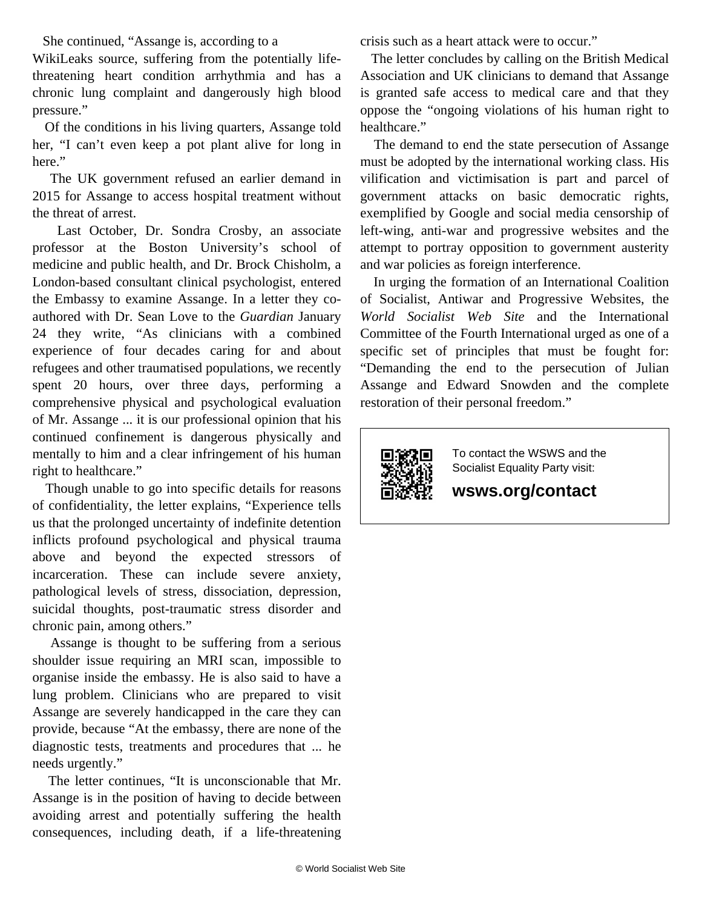She continued, “Assange is, according to a WikiLeaks source, suffering from the potentially life-threatening heart condition arrhythmia and has a chronic lung complaint and dangerously high blood pressure.”

Of the conditions in his living quarters, Assange told her, “I can’t even keep a pot plant alive for long in here.”

The UK government refused an earlier demand in 2015 for Assange to access hospital treatment without the threat of arrest.

Last October, Dr. Sondra Crosby, an associate professor at the Boston University’s school of medicine and public health, and Dr. Brock Chisholm, a London-based consultant clinical psychologist, entered the Embassy to examine Assange. In a letter they co-authored with Dr. Sean Love to the *Guardian* January 24 they write, “As clinicians with a combined experience of four decades caring for and about refugees and other traumatised populations, we recently spent 20 hours, over three days, performing a comprehensive physical and psychological evaluation of Mr. Assange ... it is our professional opinion that his continued confinement is dangerous physically and mentally to him and a clear infringement of his human right to healthcare.”

Though unable to go into specific details for reasons of confidentiality, the letter explains, “Experience tells us that the prolonged uncertainty of indefinite detention inflicts profound psychological and physical trauma above and beyond the expected stressors of incarceration. These can include severe anxiety, pathological levels of stress, dissociation, depression, suicidal thoughts, post-traumatic stress disorder and chronic pain, among others.”

Assange is thought to be suffering from a serious shoulder issue requiring an MRI scan, impossible to organise inside the embassy. He is also said to have a lung problem. Clinicians who are prepared to visit Assange are severely handicapped in the care they can provide, because “At the embassy, there are none of the diagnostic tests, treatments and procedures that ... he needs urgently.”

The letter continues, “It is unconscionable that Mr. Assange is in the position of having to decide between avoiding arrest and potentially suffering the health consequences, including death, if a life-threatening crisis such as a heart attack were to occur.”

The letter concludes by calling on the British Medical Association and UK clinicians to demand that Assange is granted safe access to medical care and that they oppose the “ongoing violations of his human right to healthcare.”

The demand to end the state persecution of Assange must be adopted by the international working class. His vilification and victimisation is part and parcel of government attacks on basic democratic rights, exemplified by Google and social media censorship of left-wing, anti-war and progressive websites and the attempt to portray opposition to government austerity and war policies as foreign interference.

In urging the formation of an International Coalition of Socialist, Antiwar and Progressive Websites, the *World Socialist Web Site* and the International Committee of the Fourth International urged as one of a specific set of principles that must be fought for: “Demanding the end to the persecution of Julian Assange and Edward Snowden and the complete restoration of their personal freedom.”

To contact the WSWS and the Socialist Equality Party visit:

**wsws.org/contact**